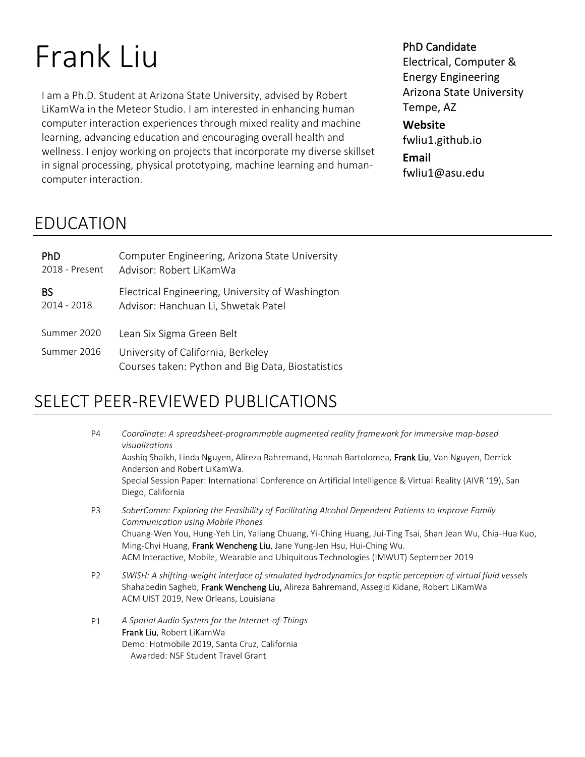# Frank Liu

I am a Ph.D. Student at Arizona State University, advised by Robert LiKamWa in the Meteor Studio. I am interested in enhancing human computer interaction experiences through mixed reality and machine learning, advancing education and encouraging overall health and wellness. I enjoy working on projects that incorporate my diverse skillset in signal processing, physical prototyping, machine learning and human-computer interaction.

**PhD Candidate**
Electrical, Computer & Energy Engineering
Arizona State University
Tempe, AZ

**Website**
fwliu1.github.io

**Email**
fwliu1@asu.edu

## EDUCATION

**PhD**
2018 - Present
Computer Engineering, Arizona State University
Advisor: Robert LiKamWa

**BS**
2014 - 2018
Electrical Engineering, University of Washington
Advisor: Hanchuan Li, Shwetak Patel

Summer 2020
Lean Six Sigma Green Belt

Summer 2016
University of California, Berkeley
Courses taken: Python and Big Data, Biostatistics

## SELECT PEER-REVIEWED PUBLICATIONS

P4 *Coordinate: A spreadsheet-programmable augmented reality framework for immersive map-based visualizations*
Aashiq Shaikh, Linda Nguyen, Alireza Bahremand, Hannah Bartolomea, **Frank Liu**, Van Nguyen, Derrick Anderson and Robert LiKamWa.
Special Session Paper: International Conference on Artificial Intelligence & Virtual Reality (AIVR '19), San Diego, California

P3 *SoberComm: Exploring the Feasibility of Facilitating Alcohol Dependent Patients to Improve Family Communication using Mobile Phones*
Chuang-Wen You, Hung-Yeh Lin, Yaliang Chuang, Yi-Ching Huang, Jui-Ting Tsai, Shan Jean Wu, Chia-Hua Kuo, Ming-Chyi Huang, **Frank Wencheng Liu**, Jane Yung-Jen Hsu, Hui-Ching Wu.
ACM Interactive, Mobile, Wearable and Ubiquitous Technologies (IMWUT) September 2019

P2 *SWISH: A shifting-weight interface of simulated hydrodynamics for haptic perception of virtual fluid vessels*
Shahabedin Sagheb, **Frank Wencheng Liu,** Alireza Bahremand, Assegid Kidane, Robert LiKamWa
ACM UIST 2019, New Orleans, Louisiana

P1 *A Spatial Audio System for the Internet-of-Things*
**Frank Liu**, Robert LiKamWa
Demo: Hotmobile 2019, Santa Cruz, California
Awarded: NSF Student Travel Grant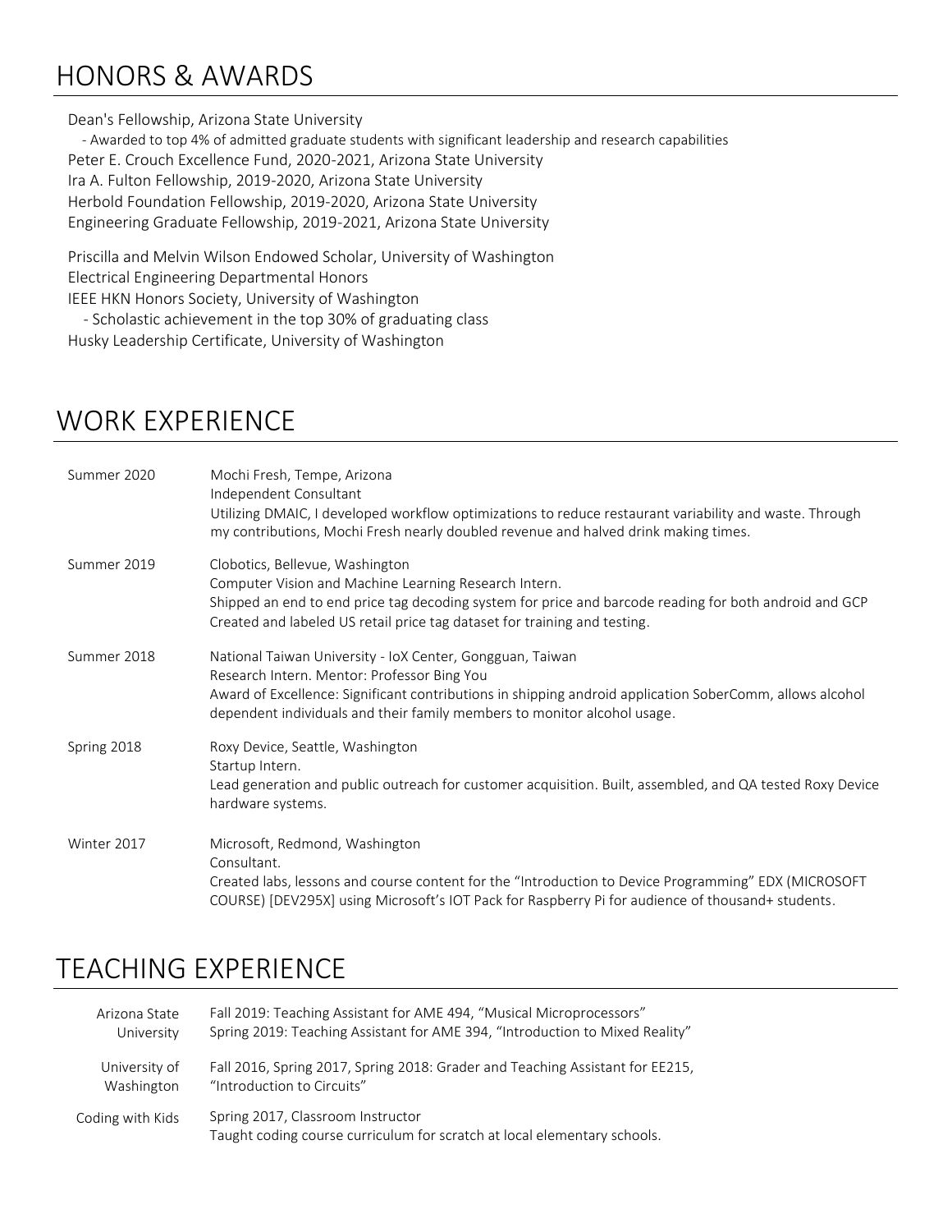## HONORS & AWARDS

Dean's Fellowship, Arizona State University
- Awarded to top 4% of admitted graduate students with significant leadership and research capabilities

Peter E. Crouch Excellence Fund, 2020-2021, Arizona State University
Ira A. Fulton Fellowship, 2019-2020, Arizona State University
Herbold Foundation Fellowship, 2019-2020, Arizona State University
Engineering Graduate Fellowship, 2019-2021, Arizona State University

Priscilla and Melvin Wilson Endowed Scholar, University of Washington
Electrical Engineering Departmental Honors
IEEE HKN Honors Society, University of Washington
- Scholastic achievement in the top 30% of graduating class

Husky Leadership Certificate, University of Washington

## WORK EXPERIENCE

**Summer 2020**
Mochi Fresh, Tempe, Arizona
Independent Consultant
Utilizing DMAIC, I developed workflow optimizations to reduce restaurant variability and waste. Through my contributions, Mochi Fresh nearly doubled revenue and halved drink making times.

**Summer 2019**
Clobotics, Bellevue, Washington
Computer Vision and Machine Learning Research Intern.
Shipped an end to end price tag decoding system for price and barcode reading for both android and GCP
Created and labeled US retail price tag dataset for training and testing.

**Summer 2018**
National Taiwan University - IoX Center, Gongguan, Taiwan
Research Intern. Mentor: Professor Bing You
Award of Excellence: Significant contributions in shipping android application SoberComm, allows alcohol dependent individuals and their family members to monitor alcohol usage.

**Spring 2018**
Roxy Device, Seattle, Washington
Startup Intern.
Lead generation and public outreach for customer acquisition. Built, assembled, and QA tested Roxy Device hardware systems.

**Winter 2017**
Microsoft, Redmond, Washington
Consultant.
Created labs, lessons and course content for the "Introduction to Device Programming" EDX (MICROSOFT COURSE) [DEV295X] using Microsoft's IOT Pack for Raspberry Pi for audience of thousand+ students.

## TEACHING EXPERIENCE

**Arizona State University**
Fall 2019: Teaching Assistant for AME 494, "Musical Microprocessors"
Spring 2019: Teaching Assistant for AME 394, "Introduction to Mixed Reality"

**University of Washington**
Fall 2016, Spring 2017, Spring 2018: Grader and Teaching Assistant for EE215, "Introduction to Circuits"

**Coding with Kids**
Spring 2017, Classroom Instructor
Taught coding course curriculum for scratch at local elementary schools.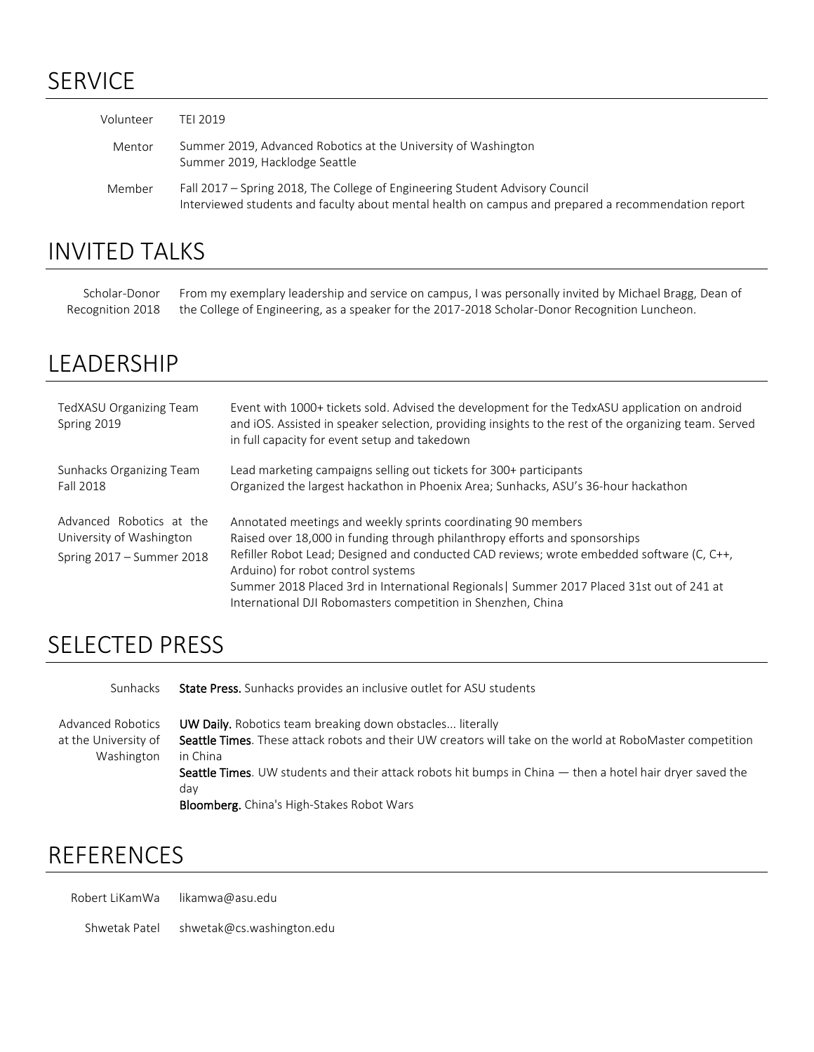## SERVICE

| | |
|---|---|
| Volunteer | TEI 2019 |
| Mentor | Summer 2019, Advanced Robotics at the University of Washington<br>Summer 2019, Hacklodge Seattle |
| Member | Fall 2017 – Spring 2018, The College of Engineering Student Advisory Council<br>Interviewed students and faculty about mental health on campus and prepared a recommendation report |

## INVITED TALKS

| | |
|---|---|
| Scholar-Donor Recognition 2018 | From my exemplary leadership and service on campus, I was personally invited by Michael Bragg, Dean of the College of Engineering, as a speaker for the 2017-2018 Scholar-Donor Recognition Luncheon. |

## LEADERSHIP

| | |
|---|---|
| TedXASU Organizing Team<br>Spring 2019 | Event with 1000+ tickets sold. Advised the development for the TedxASU application on android and iOS. Assisted in speaker selection, providing insights to the rest of the organizing team. Served in full capacity for event setup and takedown |
| Sunhacks Organizing Team<br>Fall 2018 | Lead marketing campaigns selling out tickets for 300+ participants<br>Organized the largest hackathon in Phoenix Area; Sunhacks, ASU's 36-hour hackathon |
| Advanced Robotics at the University of Washington<br>Spring 2017 – Summer 2018 | Annotated meetings and weekly sprints coordinating 90 members<br>Raised over 18,000 in funding through philanthropy efforts and sponsorships<br>Refiller Robot Lead; Designed and conducted CAD reviews; wrote embedded software (C, C++, Arduino) for robot control systems<br>Summer 2018 Placed 3rd in International Regionals\| Summer 2017 Placed 31st out of 241 at International DJI Robomasters competition in Shenzhen, China |

## SELECTED PRESS

| | |
|---|---|
| Sunhacks | **State Press.** Sunhacks provides an inclusive outlet for ASU students |
| Advanced Robotics at the University of Washington | **UW Daily.** Robotics team breaking down obstacles... literally<br>**Seattle Times**. These attack robots and their UW creators will take on the world at RoboMaster competition in China<br>**Seattle Times**. UW students and their attack robots hit bumps in China — then a hotel hair dryer saved the day<br>**Bloomberg.** China's High-Stakes Robot Wars |

## REFERENCES

| | |
|---|---|
| Robert LiKamWa | likamwa@asu.edu |
| Shwetak Patel | shwetak@cs.washington.edu |